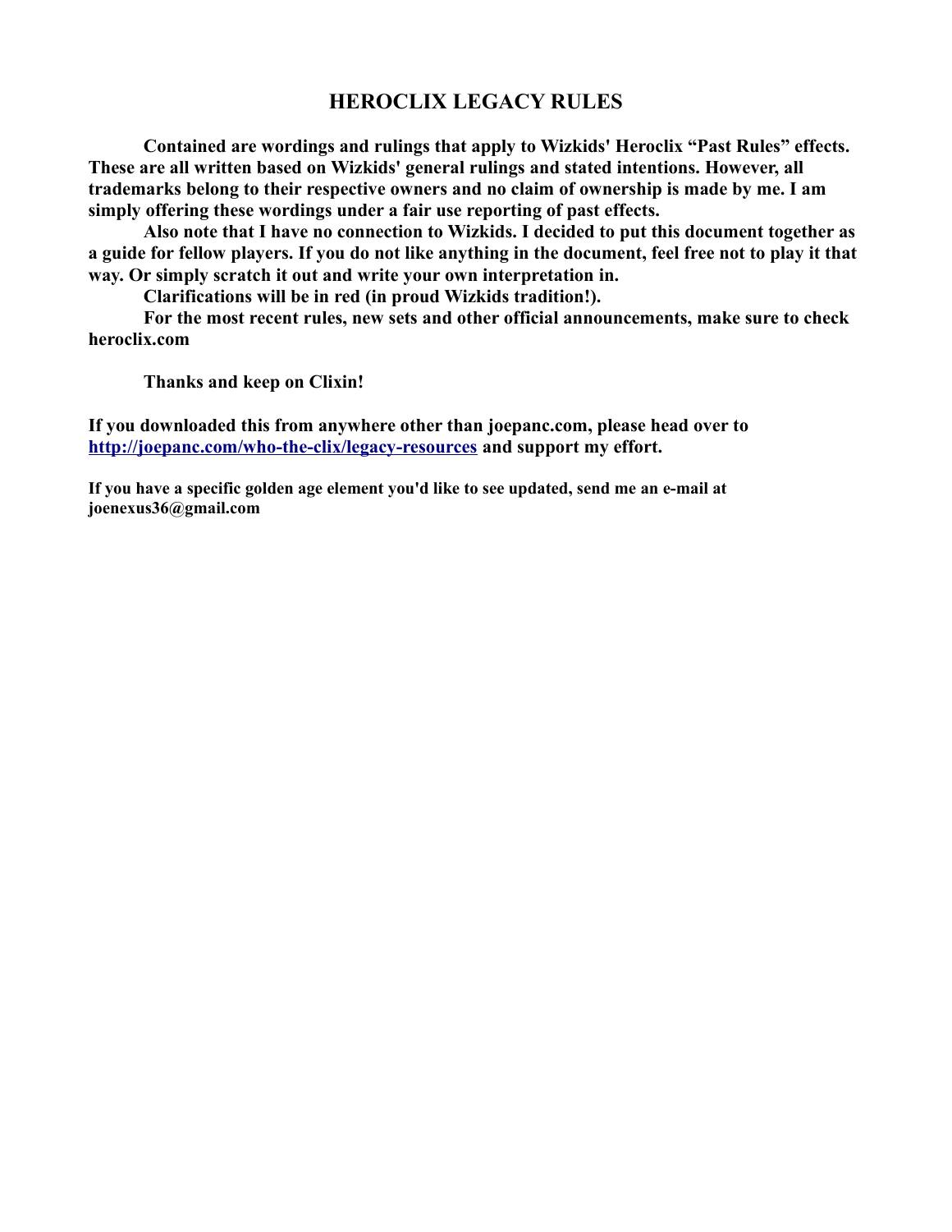# HEROCLIX LEGACY RULES

**Contained are wordings and rulings that apply to Wizkids' Heroclix "Past Rules" effects. These are all written based on Wizkids' general rulings and stated intentions. However, all trademarks belong to their respective owners and no claim of ownership is made by me. I am simply offering these wordings under a fair use reporting of past effects.**

**Also note that I have no connection to Wizkids. I decided to put this document together as a guide for fellow players. If you do not like anything in the document, feel free not to play it that way. Or simply scratch it out and write your own interpretation in.**

**Clarifications will be in red (in proud Wizkids tradition!).**

**For the most recent rules, new sets and other official announcements, make sure to check heroclix.com**

**Thanks and keep on Clixin!**

**If you downloaded this from anywhere other than joepanc.com, please head over to [http://joepanc.com/who-the-clix/legacy-resources](http://joepanc.com/who-the-clix/legacy-resources) and support my effort.**

**If you have a specific golden age element you'd like to see updated, send me an e-mail at joenexus36@gmail.com**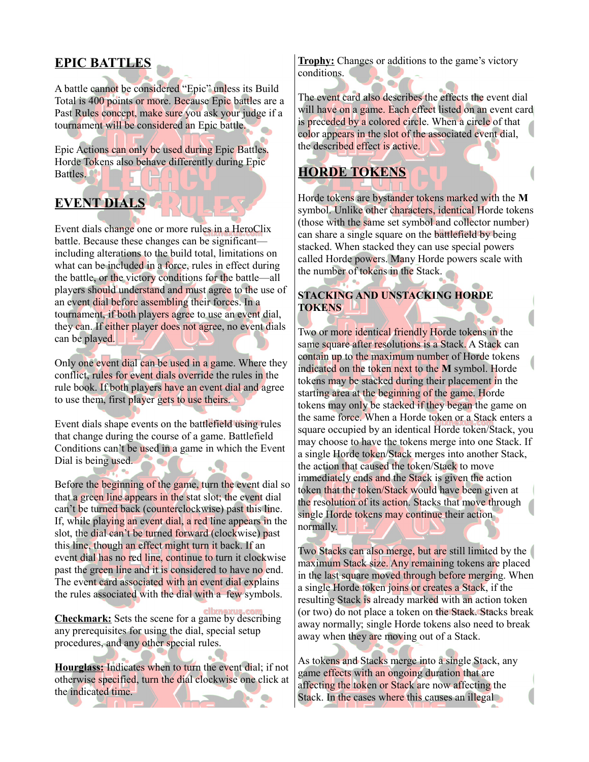## EPIC BATTLES

A battle cannot be considered "Epic" unless its Build Total is 400 points or more. Because Epic battles are a Past Rules concept, make sure you ask your judge if a tournament will be considered an Epic battle.

Epic Actions can only be used during Epic Battles. Horde Tokens also behave differently during Epic Battles.

## EVENT DIALS

Event dials change one or more rules in a HeroClix battle. Because these changes can be significant—including alterations to the build total, limitations on what can be included in a force, rules in effect during the battle, or the victory conditions for the battle—all players should understand and must agree to the use of an event dial before assembling their forces. In a tournament, if both players agree to use an event dial, they can. If either player does not agree, no event dials can be played.

Only one event dial can be used in a game. Where they conflict, rules for event dials override the rules in the rule book. If both players have an event dial and agree to use them, first player gets to use theirs.

Event dials shape events on the battlefield using rules that change during the course of a game. Battlefield Conditions can't be used in a game in which the Event Dial is being used.

Before the beginning of the game, turn the event dial so that a green line appears in the stat slot; the event dial can't be turned back (counterclockwise) past this line. If, while playing an event dial, a red line appears in the slot, the dial can't be turned forward (clockwise) past this line, though an effect might turn it back. If an event dial has no red line, continue to turn it clockwise past the green line and it is considered to have no end. The event card associated with an event dial explains the rules associated with the dial with a few symbols.

**Checkmark:** Sets the scene for a game by describing any prerequisites for using the dial, special setup procedures, and any other special rules.

**Hourglass:** Indicates when to turn the event dial; if not otherwise specified, turn the dial clockwise one click at the indicated time.

**Trophy:** Changes or additions to the game's victory conditions.

The event card also describes the effects the event dial will have on a game. Each effect listed on an event card is preceded by a colored circle. When a circle of that color appears in the slot of the associated event dial, the described effect is active.

## HORDE TOKENS

Horde tokens are bystander tokens marked with the **M** symbol. Unlike other characters, identical Horde tokens (those with the same set symbol and collector number) can share a single square on the battlefield by being stacked. When stacked they can use special powers called Horde powers. Many Horde powers scale with the number of tokens in the Stack.

### STACKING AND UNSTACKING HORDE TOKENS

Two or more identical friendly Horde tokens in the same square after resolutions is a Stack. A Stack can contain up to the maximum number of Horde tokens indicated on the token next to the **M** symbol. Horde tokens may be stacked during their placement in the starting area at the beginning of the game. Horde tokens may only be stacked if they began the game on the same force. When a Horde token or a Stack enters a square occupied by an identical Horde token/Stack, you may choose to have the tokens merge into one Stack. If a single Horde token/Stack merges into another Stack, the action that caused the token/Stack to move immediately ends and the Stack is given the action token that the token/Stack would have been given at the resolution of its action. Stacks that move through single Horde tokens may continue their action normally.

Two Stacks can also merge, but are still limited by the maximum Stack size. Any remaining tokens are placed in the last square moved through before merging. When a single Horde token joins or creates a Stack, if the resulting Stack is already marked with an action token (or two) do not place a token on the Stack. Stacks break away normally; single Horde tokens also need to break away when they are moving out of a Stack.

As tokens and Stacks merge into a single Stack, any game effects with an ongoing duration that are affecting the token or Stack are now affecting the Stack. In the cases where this causes an illegal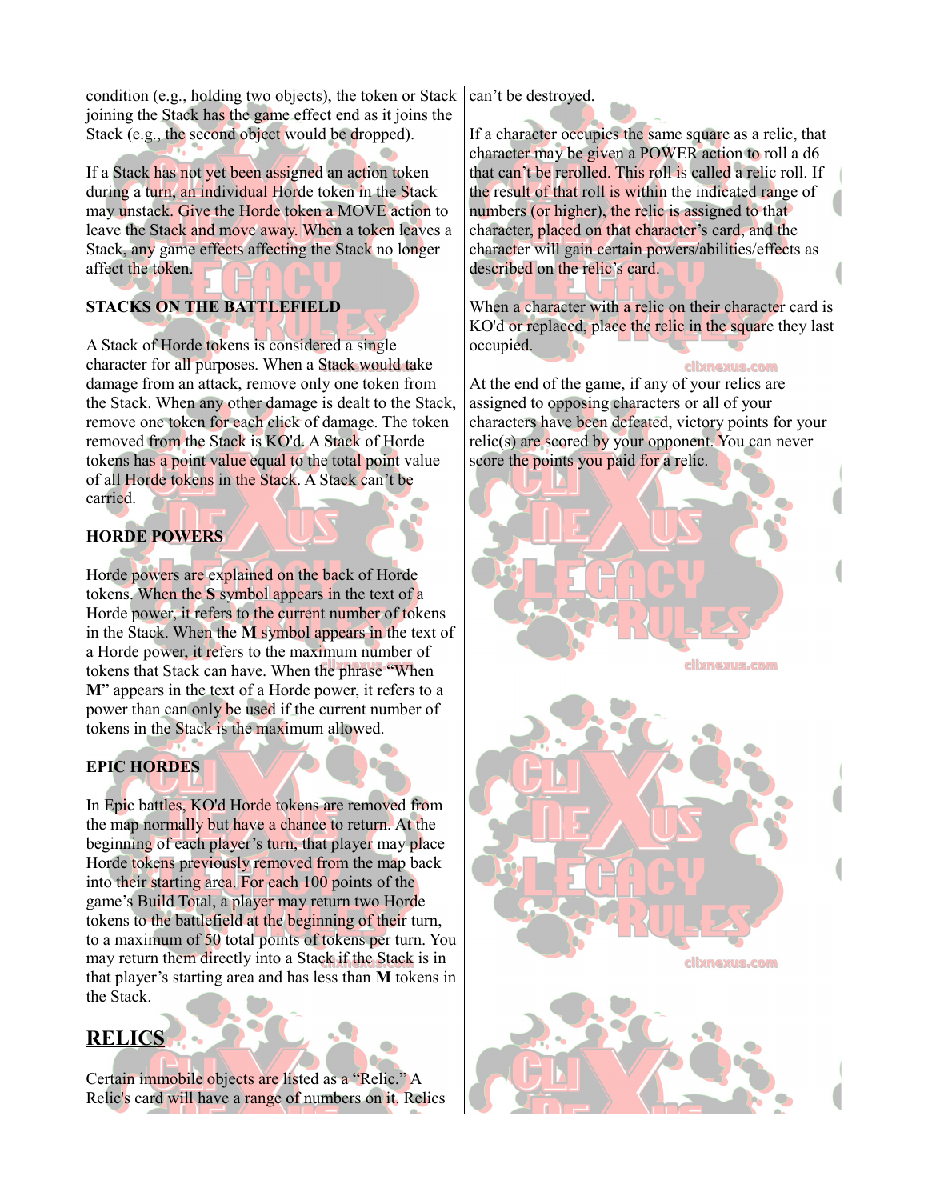condition (e.g., holding two objects), the token or Stack joining the Stack has the game effect end as it joins the Stack (e.g., the second object would be dropped).

If a Stack has not yet been assigned an action token during a turn, an individual Horde token in the Stack may unstack. Give the Horde token a MOVE action to leave the Stack and move away. When a token leaves a Stack, any game effects affecting the Stack no longer affect the token.

### STACKS ON THE BATTLEFIELD

A Stack of Horde tokens is considered a single character for all purposes. When a Stack would take damage from an attack, remove only one token from the Stack. When any other damage is dealt to the Stack, remove one token for each click of damage. The token removed from the Stack is KO'd. A Stack of Horde tokens has a point value equal to the total point value of all Horde tokens in the Stack. A Stack can't be carried.

### HORDE POWERS

Horde powers are explained on the back of Horde tokens. When the **S** symbol appears in the text of a Horde power, it refers to the current number of tokens in the Stack. When the **M** symbol appears in the text of a Horde power, it refers to the maximum number of tokens that Stack can have. When the phrase "When **M**" appears in the text of a Horde power, it refers to a power than can only be used if the current number of tokens in the Stack is the maximum allowed.

### EPIC HORDES

In Epic battles, KO'd Horde tokens are removed from the map normally but have a chance to return. At the beginning of each player's turn, that player may place Horde tokens previously removed from the map back into their starting area. For each 100 points of the game's Build Total, a player may return two Horde tokens to the battlefield at the beginning of their turn, to a maximum of 50 total points of tokens per turn. You may return them directly into a Stack if the Stack is in that player's starting area and has less than **M** tokens in the Stack.

## RELICS

Certain immobile objects are listed as a "Relic." A Relic's card will have a range of numbers on it. Relics can't be destroyed.

If a character occupies the same square as a relic, that character may be given a POWER action to roll a d6 that can't be rerolled. This roll is called a relic roll. If the result of that roll is within the indicated range of numbers (or higher), the relic is assigned to that character, placed on that character's card, and the character will gain certain powers/abilities/effects as described on the relic's card.

When a character with a relic on their character card is KO'd or replaced, place the relic in the square they last occupied.

At the end of the game, if any of your relics are assigned to opposing characters or all of your characters have been defeated, victory points for your relic(s) are scored by your opponent. You can never score the points you paid for a relic.